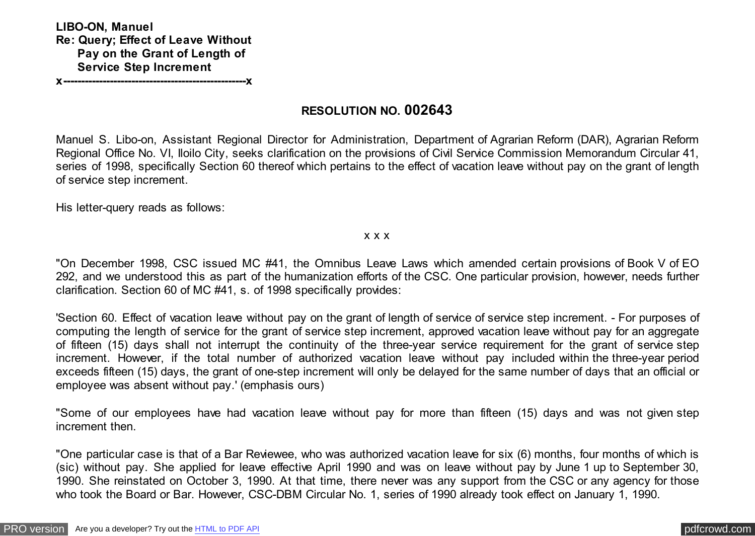**LIBO-ON, Manuel**
**Re: Query; Effect of Leave Without Pay on the Grant of Length of Service Step Increment**
**x--------------------------------------------------x**

## RESOLUTION NO. 002643

Manuel S. Libo-on, Assistant Regional Director for Administration, Department of Agrarian Reform (DAR), Agrarian Reform Regional Office No. VI, Iloilo City, seeks clarification on the provisions of Civil Service Commission Memorandum Circular 41, series of 1998, specifically Section 60 thereof which pertains to the effect of vacation leave without pay on the grant of length of service step increment.

His letter-query reads as follows:

x x x

"On December 1998, CSC issued MC #41, the Omnibus Leave Laws which amended certain provisions of Book V of EO 292, and we understood this as part of the humanization efforts of the CSC. One particular provision, however, needs further clarification. Section 60 of MC #41, s. of 1998 specifically provides:

'Section 60. Effect of vacation leave without pay on the grant of length of service of service step increment. - For purposes of computing the length of service for the grant of service step increment, approved vacation leave without pay for an aggregate of fifteen (15) days shall not interrupt the continuity of the three-year service requirement for the grant of service step increment. However, if the total number of authorized vacation leave without pay included within the three-year period exceeds fifteen (15) days, the grant of one-step increment will only be delayed for the same number of days that an official or employee was absent without pay.' (emphasis ours)

"Some of our employees have had vacation leave without pay for more than fifteen (15) days and was not given step increment then.

"One particular case is that of a Bar Reviewee, who was authorized vacation leave for six (6) months, four months of which is (sic) without pay. She applied for leave effective April 1990 and was on leave without pay by June 1 up to September 30, 1990. She reinstated on October 3, 1990. At that time, there never was any support from the CSC or any agency for those who took the Board or Bar. However, CSC-DBM Circular No. 1, series of 1990 already took effect on January 1, 1990.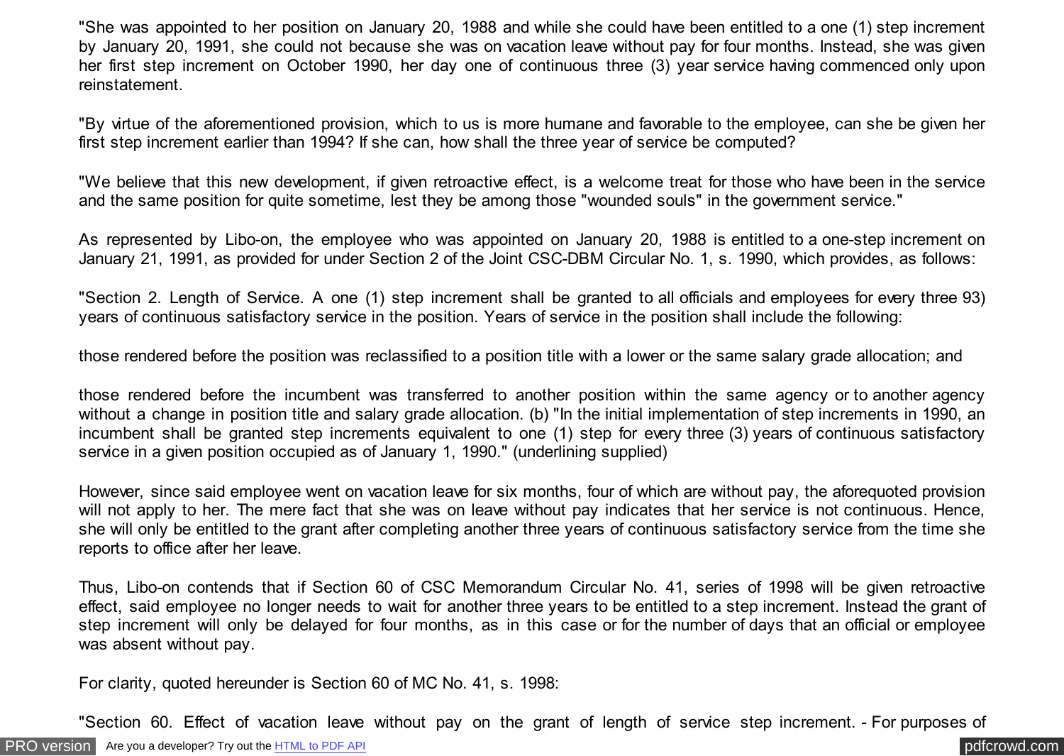"She was appointed to her position on January 20, 1988 and while she could have been entitled to a one (1) step increment by January 20, 1991, she could not because she was on vacation leave without pay for four months. Instead, she was given her first step increment on October 1990, her day one of continuous three (3) year service having commenced only upon reinstatement.

"By virtue of the aforementioned provision, which to us is more humane and favorable to the employee, can she be given her first step increment earlier than 1994? If she can, how shall the three year of service be computed?

"We believe that this new development, if given retroactive effect, is a welcome treat for those who have been in the service and the same position for quite sometime, lest they be among those "wounded souls" in the government service."

As represented by Libo-on, the employee who was appointed on January 20, 1988 is entitled to a one-step increment on January 21, 1991, as provided for under Section 2 of the Joint CSC-DBM Circular No. 1, s. 1990, which provides, as follows:

"Section 2. Length of Service. A one (1) step increment shall be granted to all officials and employees for every three 93) years of continuous satisfactory service in the position. Years of service in the position shall include the following:

those rendered before the position was reclassified to a position title with a lower or the same salary grade allocation; and

those rendered before the incumbent was transferred to another position within the same agency or to another agency without a change in position title and salary grade allocation. (b) "In the initial implementation of step increments in 1990, an incumbent shall be granted step increments equivalent to one (1) step for every three (3) years of continuous satisfactory service in a given position occupied as of January 1, 1990." (underlining supplied)

However, since said employee went on vacation leave for six months, four of which are without pay, the aforequoted provision will not apply to her. The mere fact that she was on leave without pay indicates that her service is not continuous. Hence, she will only be entitled to the grant after completing another three years of continuous satisfactory service from the time she reports to office after her leave.

Thus, Libo-on contends that if Section 60 of CSC Memorandum Circular No. 41, series of 1998 will be given retroactive effect, said employee no longer needs to wait for another three years to be entitled to a step increment. Instead the grant of step increment will only be delayed for four months, as in this case or for the number of days that an official or employee was absent without pay.

For clarity, quoted hereunder is Section 60 of MC No. 41, s. 1998:

"Section 60. Effect of vacation leave without pay on the grant of length of service step increment. - For purposes of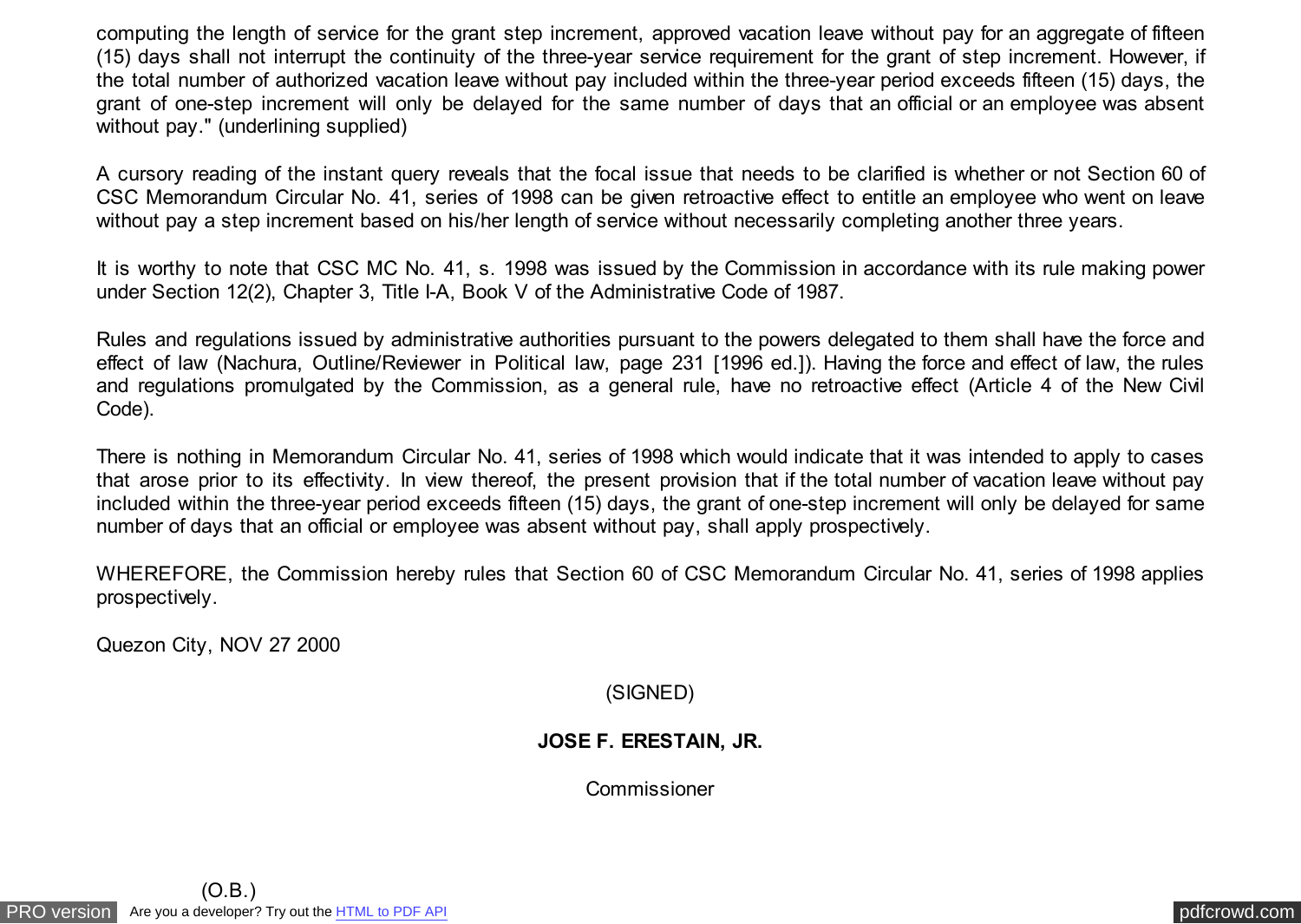computing the length of service for the grant step increment, approved vacation leave without pay for an aggregate of fifteen (15) days shall not interrupt the continuity of the three-year service requirement for the grant of step increment. However, if the total number of authorized vacation leave without pay included within the three-year period exceeds fifteen (15) days, the grant of one-step increment will only be delayed for the same number of days that an official or an employee was absent without pay." (underlining supplied)

A cursory reading of the instant query reveals that the focal issue that needs to be clarified is whether or not Section 60 of CSC Memorandum Circular No. 41, series of 1998 can be given retroactive effect to entitle an employee who went on leave without pay a step increment based on his/her length of service without necessarily completing another three years.

It is worthy to note that CSC MC No. 41, s. 1998 was issued by the Commission in accordance with its rule making power under Section 12(2), Chapter 3, Title I-A, Book V of the Administrative Code of 1987.

Rules and regulations issued by administrative authorities pursuant to the powers delegated to them shall have the force and effect of law (Nachura, Outline/Reviewer in Political law, page 231 [1996 ed.]). Having the force and effect of law, the rules and regulations promulgated by the Commission, as a general rule, have no retroactive effect (Article 4 of the New Civil Code).

There is nothing in Memorandum Circular No. 41, series of 1998 which would indicate that it was intended to apply to cases that arose prior to its effectivity. In view thereof, the present provision that if the total number of vacation leave without pay included within the three-year period exceeds fifteen (15) days, the grant of one-step increment will only be delayed for same number of days that an official or employee was absent without pay, shall apply prospectively.

WHEREFORE, the Commission hereby rules that Section 60 of CSC Memorandum Circular No. 41, series of 1998 applies prospectively.

Quezon City, NOV 27 2000

(SIGNED)

**JOSE F. ERESTAIN, JR.**

Commissioner

(O.B.)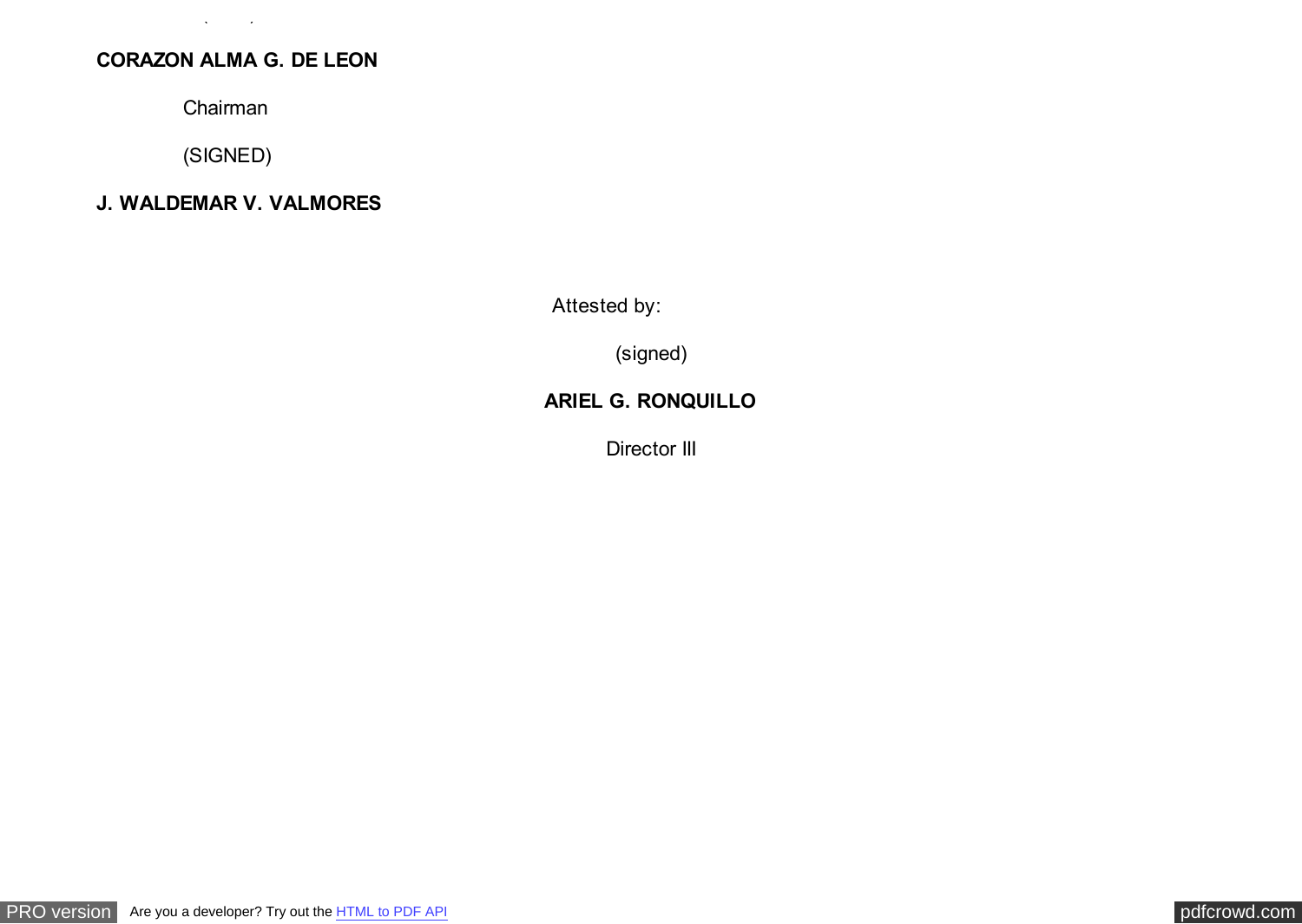**CORAZON ALMA G. DE LEON**

Chairman

(SIGNED)

**J. WALDEMAR V. VALMORES**

Attested by:

(signed)

**ARIEL G. RONQUILLO**

Director III